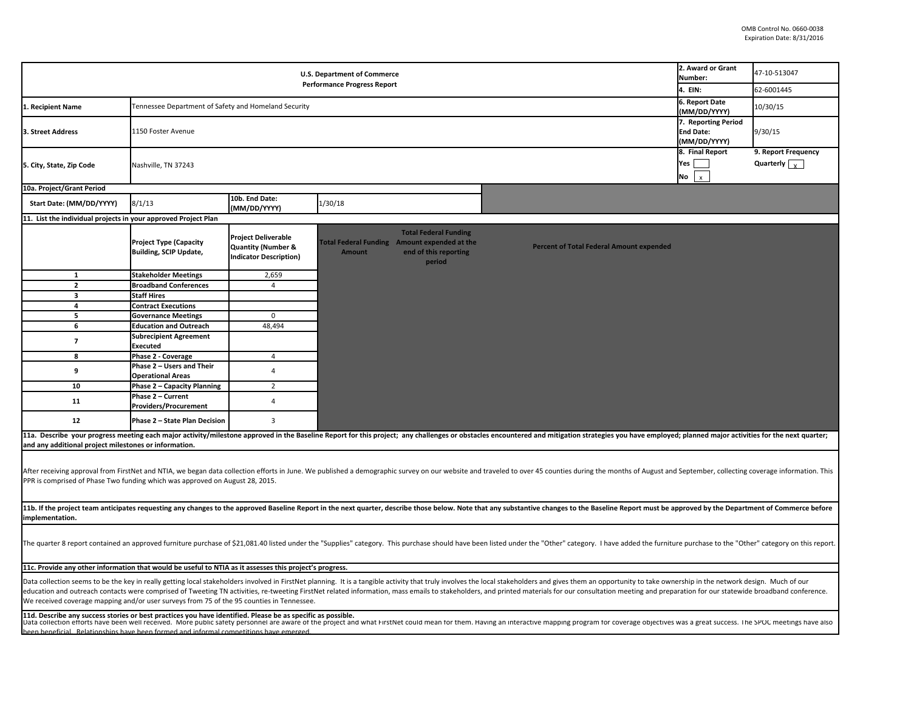OMB Control No. 0660-0038
Expiration Date: 8/31/2016

| U.S. Department of Commerce<br>Performance Progress Report | | | | 2. Award or Grant Number: | 47-10-513047 |
|---|---|---|---|---|---|
| | | | | 4. EIN: | 62-6001445 |
| 1. Recipient Name | Tennessee Department of Safety and Homeland Security | | | 6. Report Date (MM/DD/YYYY) | 10/30/15 |
| 3. Street Address | 1150 Foster Avenue | | | 7. Reporting Period End Date: (MM/DD/YYYY) | 9/30/15 |
| 5. City, State, Zip Code | Nashville, TN 37243 | | | 8. Final Report<br>Yes [ ]<br>No [x] | 9. Report Frequency<br>Quarterly [x] |
| 10a. Project/Grant Period | | | | | |
| Start Date: (MM/DD/YYYY) | 8/1/13 | 10b. End Date: (MM/DD/YYYY) | 1/30/18 | | |

**11. List the individual projects in your approved Project Plan**

| | Project Type (Capacity Building, SCIP Update, | Project Deliverable Quantity (Number & Indicator Description) | Total Federal Funding Amount | Total Federal Funding Amount expended at the end of this reporting period | Percent of Total Federal Amount expended |
|---|---|---|---|---|---|
| 1 | Stakeholder Meetings | 2,659 | | | |
| 2 | Broadband Conferences | 4 | | | |
| 3 | Staff Hires | | | | |
| 4 | Contract Executions | | | | |
| 5 | Governance Meetings | 0 | | | |
| 6 | Education and Outreach | 48,494 | | | |
| 7 | Subrecipient Agreement Executed | | | | |
| 8 | Phase 2 - Coverage | 4 | | | |
| 9 | Phase 2 – Users and Their Operational Areas | 4 | | | |
| 10 | Phase 2 – Capacity Planning | 2 | | | |
| 11 | Phase 2 – Current Providers/Procurement | 4 | | | |
| 12 | Phase 2 – State Plan Decision | 3 | | | |

**11a. Describe your progress meeting each major activity/milestone approved in the Baseline Report for this project; any challenges or obstacles encountered and mitigation strategies you have employed; planned major activities for the next quarter; and any additional project milestones or information.**

After receiving approval from FirstNet and NTIA, we began data collection efforts in June. We published a demographic survey on our website and traveled to over 45 counties during the months of August and September, collecting coverage information. This PPR is comprised of Phase Two funding which was approved on August 28, 2015.

**11b. If the project team anticipates requesting any changes to the approved Baseline Report in the next quarter, describe those below. Note that any substantive changes to the Baseline Report must be approved by the Department of Commerce before implementation.**

The quarter 8 report contained an approved furniture purchase of $21,081.40 listed under the "Supplies" category. This purchase should have been listed under the "Other" category. I have added the furniture purchase to the "Other" category on this report.

**11c. Provide any other information that would be useful to NTIA as it assesses this project's progress.**

Data collection seems to be the key in really getting local stakeholders involved in FirstNet planning. It is a tangible activity that truly involves the local stakeholders and gives them an opportunity to take ownership in the network design. Much of our education and outreach contacts were comprised of Tweeting TN activities, re-tweeting FirstNet related information, mass emails to stakeholders, and printed materials for our consultation meeting and preparation for our statewide broadband conference. We received coverage mapping and/or user surveys from 75 of the 95 counties in Tennessee.

**11d. Describe any success stories or best practices you have identified. Please be as specific as possible.**

Data collection efforts have been well received. More public safety personnel are aware of the project and what FirstNet could mean for them. Having an interactive mapping program for coverage objectives was a great success. The SPOC meetings have also been beneficial. Relationships have been formed and informal competitions have emerged.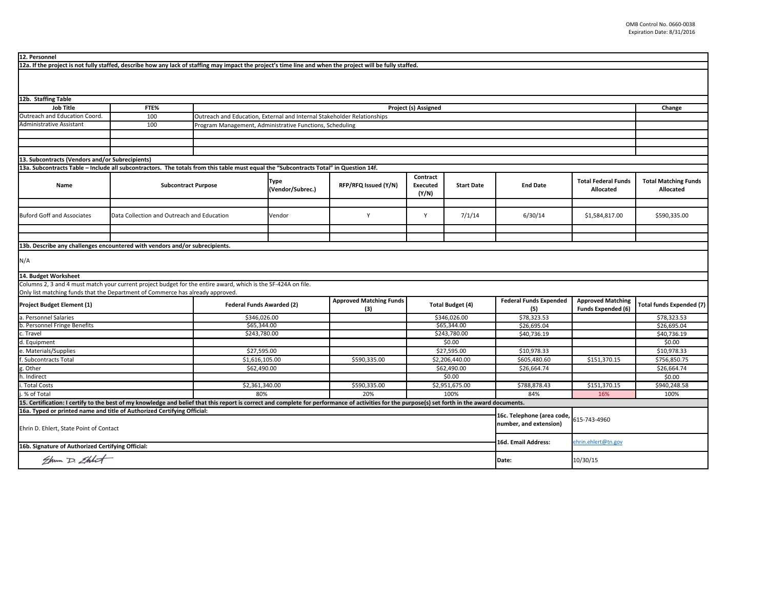OMB Control No. 0660-0038
Expiration Date: 8/31/2016

## 12. Personnel

**12a. If the project is not fully staffed, describe how any lack of staffing may impact the project's time line and when the project will be fully staffed.**

**12b. Staffing Table**

| Job Title | FTE% | Project (s) Assigned | Change |
|---|---|---|---|
| Outreach and Education Coord. | 100 | Outreach and Education, External and Internal Stakeholder Relationships | |
| Administrative Assistant | 100 | Program Management, Administrative Functions, Scheduling | |
| | | | |
| | | | |
| | | | |

## 13. Subcontracts (Vendors and/or Subrecipients)

**13a. Subcontracts Table – Include all subcontractors. The totals from this table must equal the "Subcontracts Total" in Question 14f.**

| Name | Subcontract Purpose | Type (Vendor/Subrec.) | RFP/RFQ Issued (Y/N) | Contract Executed (Y/N) | Start Date | End Date | Total Federal Funds Allocated | Total Matching Funds Allocated |
|---|---|---|---|---|---|---|---|---|
| | | | | | | | | |
| Buford Goff and Associates | Data Collection and Outreach and Education | Vendor | Y | Y | 7/1/14 | 6/30/14 | $1,584,817.00 | $590,335.00 |
| | | | | | | | | |
| | | | | | | | | |

**13b. Describe any challenges encountered with vendors and/or subrecipients.**

N/A

## 14. Budget Worksheet

Columns 2, 3 and 4 must match your current project budget for the entire award, which is the SF-424A on file.
Only list matching funds that the Department of Commerce has already approved.

| Project Budget Element (1) | Federal Funds Awarded (2) | Approved Matching Funds (3) | Total Budget (4) | Federal Funds Expended (5) | Approved Matching Funds Expended (6) | Total funds Expended (7) |
|---|---|---|---|---|---|---|
| a. Personnel Salaries | $346,026.00 | | $346,026.00 | $78,323.53 | | $78,323.53 |
| b. Personnel Fringe Benefits | $65,344.00 | | $65,344.00 | $26,695.04 | | $26,695.04 |
| c. Travel | $243,780.00 | | $243,780.00 | $40,736.19 | | $40,736.19 |
| d. Equipment | | | $0.00 | | | $0.00 |
| e. Materials/Supplies | $27,595.00 | | $27,595.00 | $10,978.33 | | $10,978.33 |
| f. Subcontracts Total | $1,616,105.00 | $590,335.00 | $2,206,440.00 | $605,480.60 | $151,370.15 | $756,850.75 |
| g. Other | $62,490.00 | | $62,490.00 | $26,664.74 | | $26,664.74 |
| h. Indirect | | | $0.00 | | | $0.00 |
| i. Total Costs | $2,361,340.00 | $590,335.00 | $2,951,675.00 | $788,878.43 | $151,370.15 | $940,248.58 |
| j. % of Total | 80% | 20% | 100% | 84% | 16% | 100% |

**15. Certification: I certify to the best of my knowledge and belief that this report is correct and complete for performance of activities for the purpose(s) set forth in the award documents.**

| | | |
|---|---|---|
| **16a. Typed or printed name and title of Authorized Certifying Official:** Ehrin D. Ehlert, State Point of Contact | **16c. Telephone (area code, number, and extension)** | 615-743-4960 |
| | **16d. Email Address:** | ehrin.ehlert@tn.gov |
| **16b. Signature of Authorized Certifying Official:** Ehrin D. Ehlert | **Date:** | 10/30/15 |